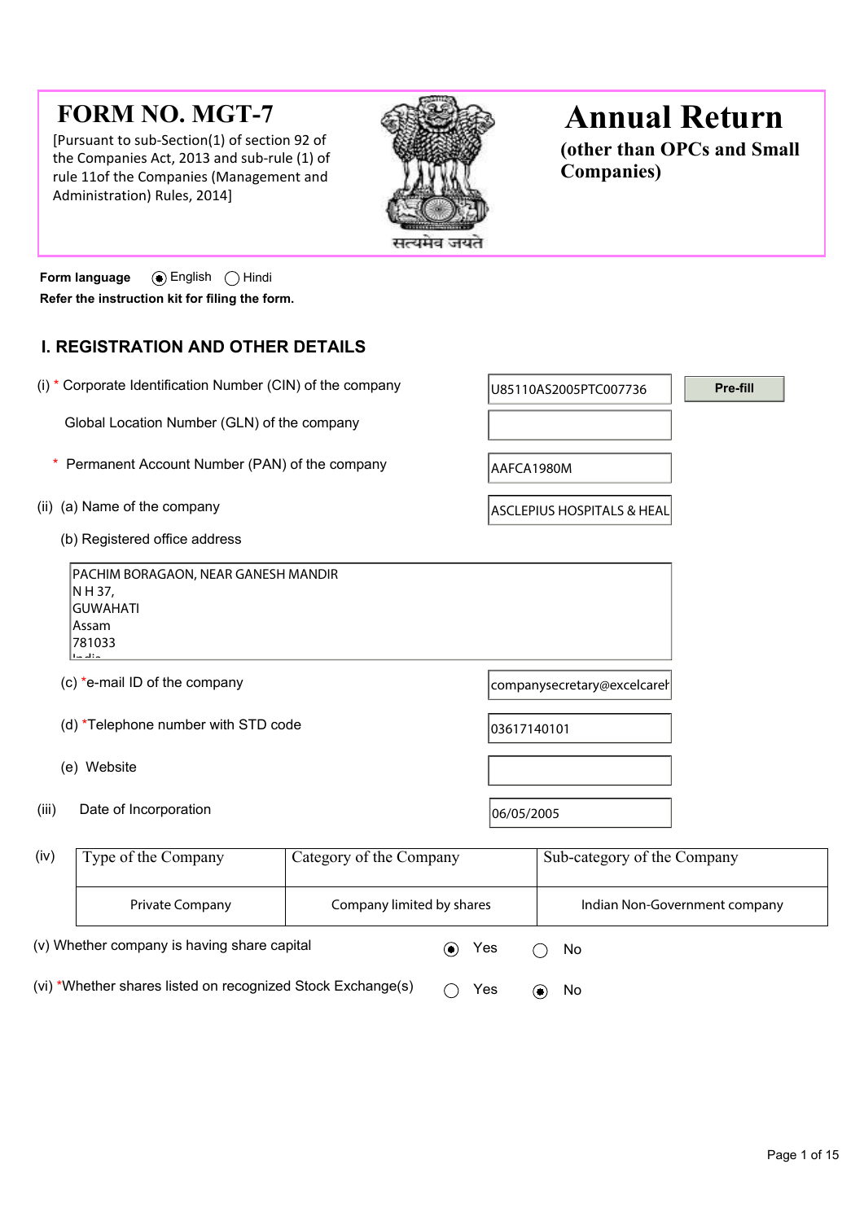# FORM NO. MGT-7

[Pursuant to sub-Section(1) of section 92 of the Companies Act, 2013 and sub-rule (1) of rule 11of the Companies (Management and Administration) Rules, 2014]

# Annual Return

**(other than OPCs and Small Companies)**

**Form language** ◉ English ◯ Hindi

**Refer the instruction kit for filing the form.**

## I. REGISTRATION AND OTHER DETAILS

(i) * Corporate Identification Number (CIN) of the company: U85110AS2005PTC007736 [Pre-fill]

Global Location Number (GLN) of the company:

\* Permanent Account Number (PAN) of the company: AAFCA1980M

(ii) (a) Name of the company: ASCLEPIUS HOSPITALS & HEAL

(b) Registered office address

PACHIM BORAGAON, NEAR GANESH MANDIR
N H 37,
GUWAHATI
Assam
781033

(c) *e-mail ID of the company: companysecretary@excelcareh

(d) *Telephone number with STD code: 03617140101

(e) Website:

(iii) Date of Incorporation: 06/05/2005

(iv)

| Type of the Company | Category of the Company | Sub-category of the Company |
|---|---|---|
| Private Company | Company limited by shares | Indian Non-Government company |

(v) Whether company is having share capital ◉ Yes ◯ No

(vi) *Whether shares listed on recognized Stock Exchange(s) ◯ Yes ◉ No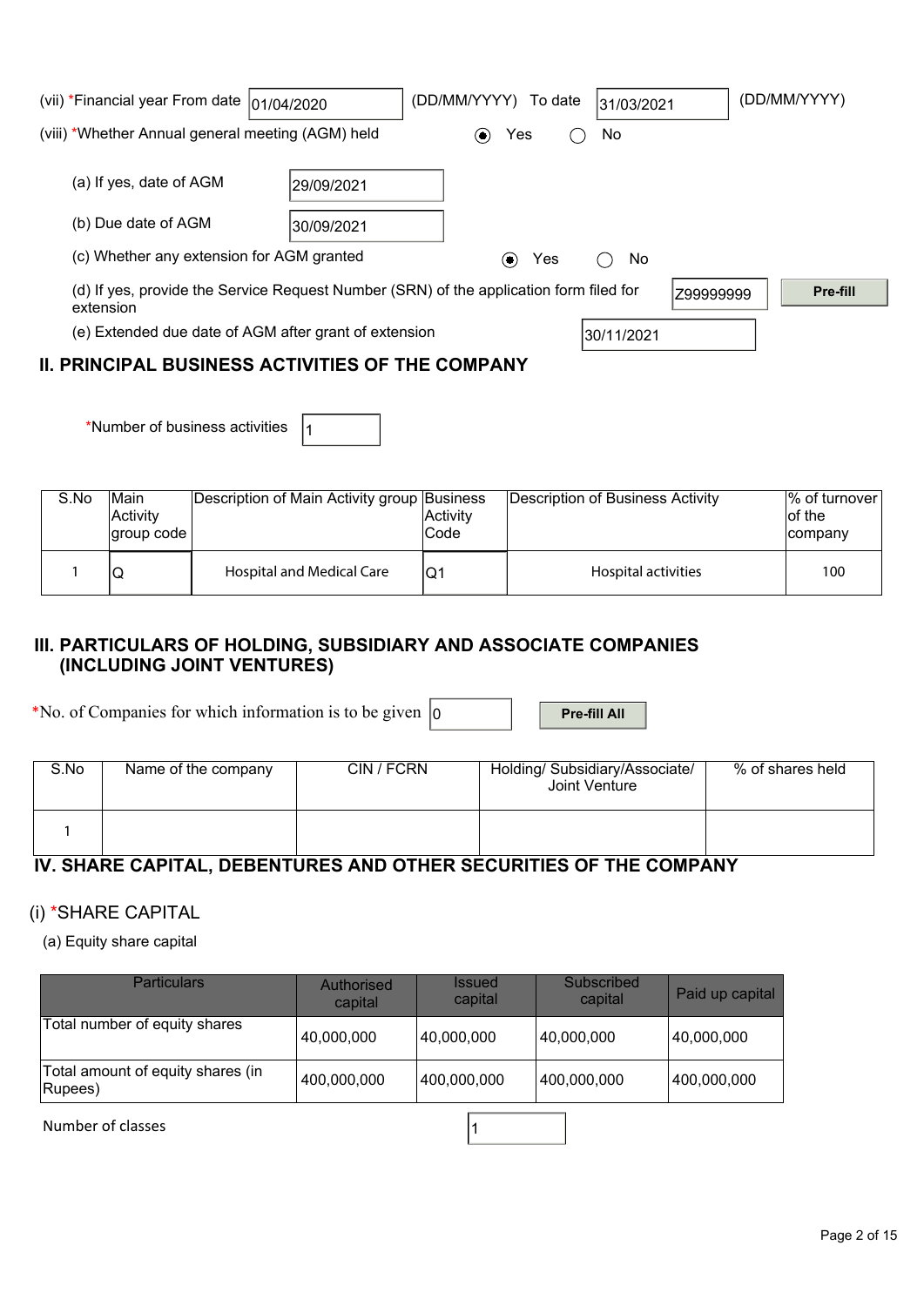(vii) *Financial year From date 01/04/2020 (DD/MM/YYYY) To date 31/03/2021 (DD/MM/YYYY)

(viii) *Whether Annual general meeting (AGM) held ◉ Yes ○ No

(a) If yes, date of AGM 29/09/2021

(b) Due date of AGM 30/09/2021

(c) Whether any extension for AGM granted ◉ Yes ○ No

(d) If yes, provide the Service Request Number (SRN) of the application form filed for extension Z99999999 Pre-fill

(e) Extended due date of AGM after grant of extension 30/11/2021

## II. PRINCIPAL BUSINESS ACTIVITIES OF THE COMPANY

*Number of business activities 1

| S.No | Main Activity group code | Description of Main Activity group | Business Activity Code | Description of Business Activity | % of turnover of the company |
|---|---|---|---|---|---|
| 1 | Q | Hospital and Medical Care | Q1 | Hospital activities | 100 |

## III. PARTICULARS OF HOLDING, SUBSIDIARY AND ASSOCIATE COMPANIES (INCLUDING JOINT VENTURES)

*No. of Companies for which information is to be given 0 Pre-fill All

| S.No | Name of the company | CIN / FCRN | Holding/ Subsidiary/Associate/ Joint Venture | % of shares held |
|---|---|---|---|---|
| 1 | | | | |

## IV. SHARE CAPITAL, DEBENTURES AND OTHER SECURITIES OF THE COMPANY

(i) *SHARE CAPITAL

(a) Equity share capital

| Particulars | Authorised capital | Issued capital | Subscribed capital | Paid up capital |
|---|---|---|---|---|
| Total number of equity shares | 40,000,000 | 40,000,000 | 40,000,000 | 40,000,000 |
| Total amount of equity shares (in Rupees) | 400,000,000 | 400,000,000 | 400,000,000 | 400,000,000 |

Number of classes 1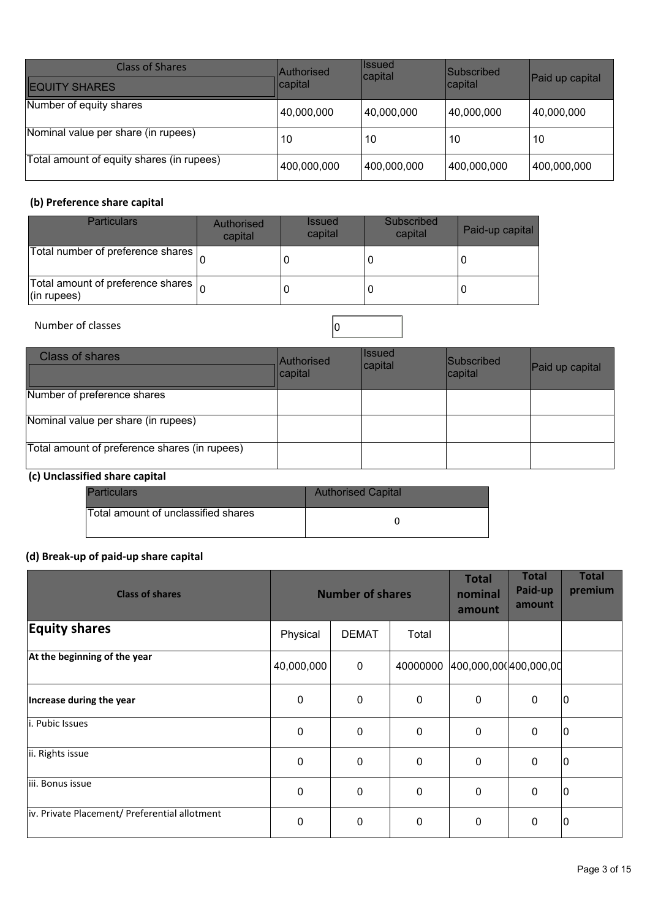| Class of Shares<br>EQUITY SHARES | Authorised capital | Issued capital | Subscribed capital | Paid up capital |
|---|---|---|---|---|
| Number of equity shares | 40,000,000 | 40,000,000 | 40,000,000 | 40,000,000 |
| Nominal value per share (in rupees) | 10 | 10 | 10 | 10 |
| Total amount of equity shares (in rupees) | 400,000,000 | 400,000,000 | 400,000,000 | 400,000,000 |

### (b) Preference share capital

| Particulars | Authorised capital | Issued capital | Subscribed capital | Paid-up capital |
|---|---|---|---|---|
| Total number of preference shares | 0 | 0 | 0 | 0 |
| Total amount of preference shares (in rupees) | 0 | 0 | 0 | 0 |

Number of classes: 0

| Class of shares | Authorised capital | Issued capital | Subscribed capital | Paid up capital |
|---|---|---|---|---|
| Number of preference shares | | | | |
| Nominal value per share (in rupees) | | | | |
| Total amount of preference shares (in rupees) | | | | |

### (c) Unclassified share capital

| Particulars | Authorised Capital |
|---|---|
| Total amount of unclassified shares | 0 |

### (d) Break-up of paid-up share capital

| Class of shares | Number of shares | | | Total nominal amount | Total Paid-up amount | Total premium |
|---|---|---|---|---|---|---|
| **Equity shares** | Physical | DEMAT | Total | | | |
| **At the beginning of the year** | 40,000,000 | 0 | 40000000 | 400,000,00( | 400,000,0( | |
| **Increase during the year** | 0 | 0 | 0 | 0 | 0 | 0 |
| i. Pubic Issues | 0 | 0 | 0 | 0 | 0 | 0 |
| ii. Rights issue | 0 | 0 | 0 | 0 | 0 | 0 |
| iii. Bonus issue | 0 | 0 | 0 | 0 | 0 | 0 |
| iv. Private Placement/ Preferential allotment | 0 | 0 | 0 | 0 | 0 | 0 |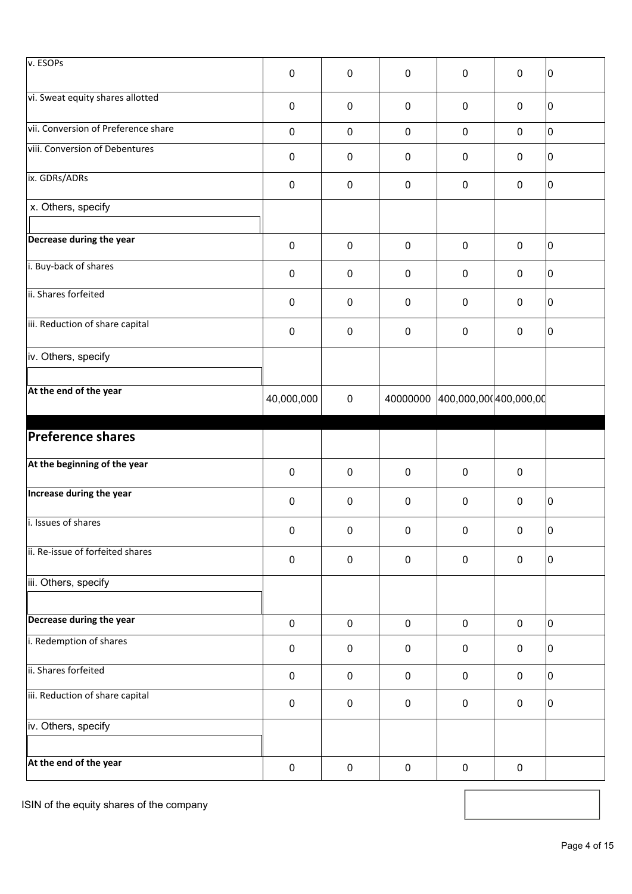| v. ESOPs | 0 | 0 | 0 | 0 | 0 | 0 |
|---|---|---|---|---|---|---|
| vi. Sweat equity shares allotted | 0 | 0 | 0 | 0 | 0 | 0 |
| vii. Conversion of Preference share | 0 | 0 | 0 | 0 | 0 | 0 |
| viii. Conversion of Debentures | 0 | 0 | 0 | 0 | 0 | 0 |
| ix. GDRs/ADRs | 0 | 0 | 0 | 0 | 0 | 0 |
| x. Others, specify | | | | | | |
| **Decrease during the year** | 0 | 0 | 0 | 0 | 0 | 0 |
| i. Buy-back of shares | 0 | 0 | 0 | 0 | 0 | 0 |
| ii. Shares forfeited | 0 | 0 | 0 | 0 | 0 | 0 |
| iii. Reduction of share capital | 0 | 0 | 0 | 0 | 0 | 0 |
| iv. Others, specify | | | | | | |
| **At the end of the year** | 40,000,000 | 0 | 40000000 | 400,000,00( | 400,000,00 | |

| **Preference shares** | | | | | | |
|---|---|---|---|---|---|---|
| **At the beginning of the year** | 0 | 0 | 0 | 0 | 0 | |
| **Increase during the year** | 0 | 0 | 0 | 0 | 0 | 0 |
| i. Issues of shares | 0 | 0 | 0 | 0 | 0 | 0 |
| ii. Re-issue of forfeited shares | 0 | 0 | 0 | 0 | 0 | 0 |
| iii. Others, specify | | | | | | |
| **Decrease during the year** | 0 | 0 | 0 | 0 | 0 | 0 |
| i. Redemption of shares | 0 | 0 | 0 | 0 | 0 | 0 |
| ii. Shares forfeited | 0 | 0 | 0 | 0 | 0 | 0 |
| iii. Reduction of share capital | 0 | 0 | 0 | 0 | 0 | 0 |
| iv. Others, specify | | | | | | |
| **At the end of the year** | 0 | 0 | 0 | 0 | 0 | |

ISIN of the equity shares of the company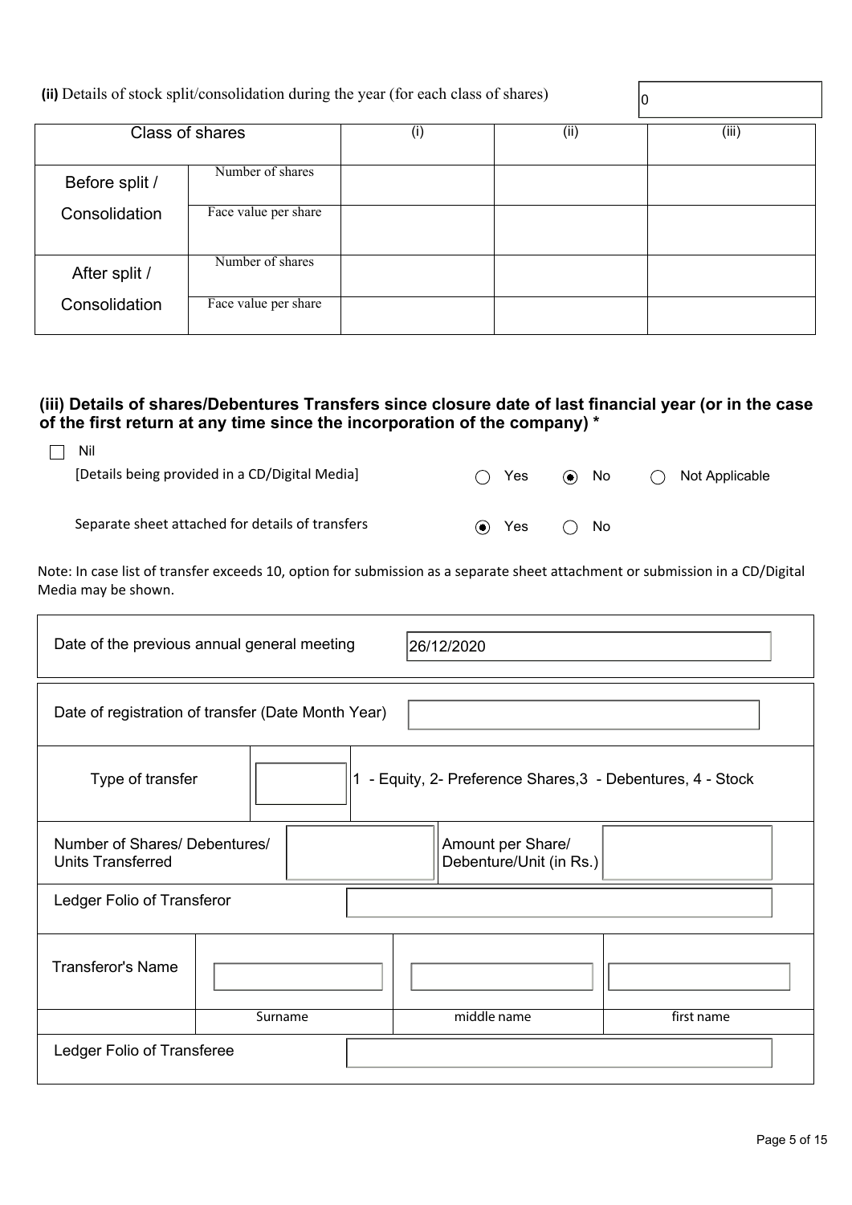**(ii)** Details of stock split/consolidation during the year (for each class of shares) 0

| Class of shares | | (i) | (ii) | (iii) |
|---|---|---|---|---|
| Before split / Consolidation | Number of shares | | | |
| | Face value per share | | | |
| After split / Consolidation | Number of shares | | | |
| | Face value per share | | | |

### (iii) Details of shares/Debentures Transfers since closure date of last financial year (or in the case of the first return at any time since the incorporation of the company) *

☐ Nil

[Details being provided in a CD/Digital Media] ○ Yes ◉ No ○ Not Applicable

Separate sheet attached for details of transfers ◉ Yes ○ No

Note: In case list of transfer exceeds 10, option for submission as a separate sheet attachment or submission in a CD/Digital Media may be shown.

| Date of the previous annual general meeting | 26/12/2020 | | |
|---|---|---|---|
| Date of registration of transfer (Date Month Year) | | | |
| Type of transfer | | 1 - Equity, 2- Preference Shares,3 - Debentures, 4 - Stock | |
| Number of Shares/ Debentures/ Units Transferred | | Amount per Share/ Debenture/Unit (in Rs.) | |
| Ledger Folio of Transferor | | | |
| Transferor's Name | | | |
| | Surname | middle name | first name |
| Ledger Folio of Transferee | | | |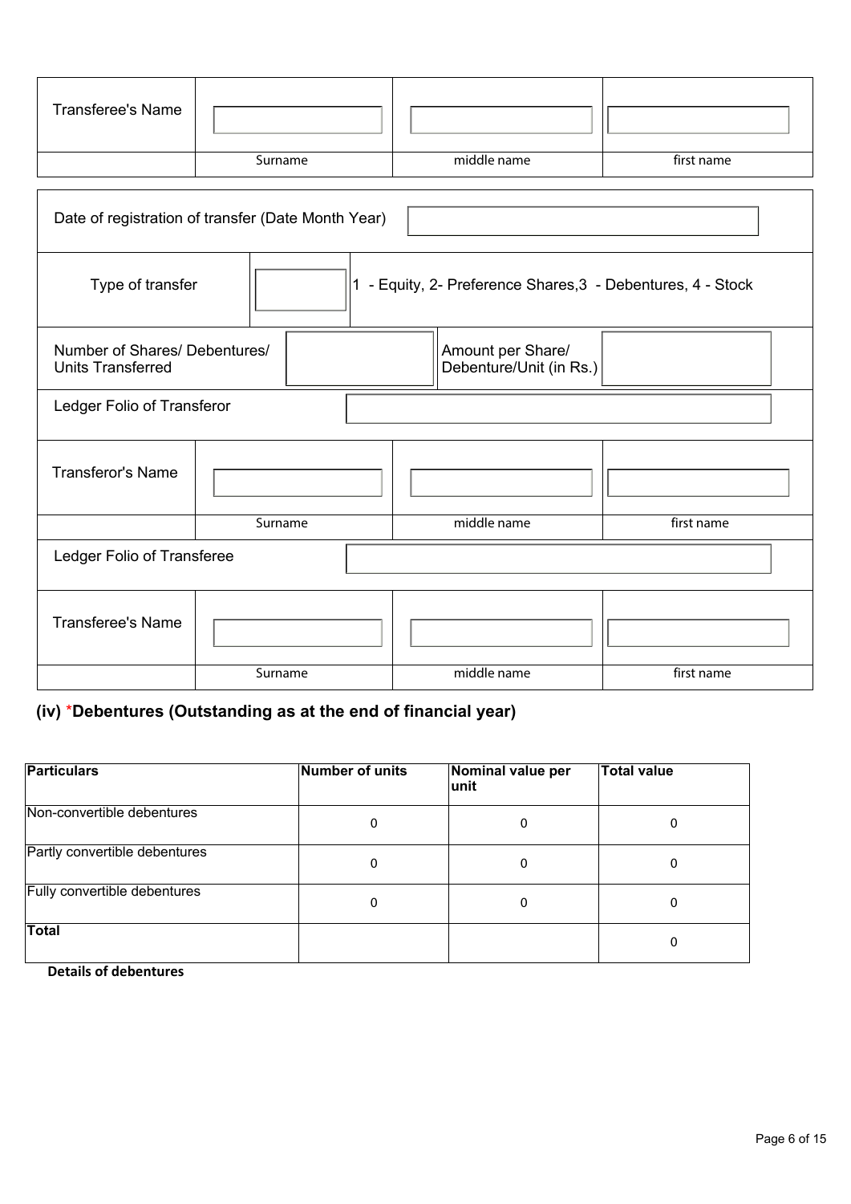| Transferee's Name | | | |
|---|---|---|---|
| | Surname | middle name | first name |

| Date of registration of transfer (Date Month Year) | |
|---|---|

| Type of transfer | | 1 - Equity, 2- Preference Shares,3 - Debentures, 4 - Stock |
|---|---|---|

| Number of Shares/ Debentures/ Units Transferred | | Amount per Share/ Debenture/Unit (in Rs.) | |
|---|---|---|---|

| Ledger Folio of Transferor | |
|---|---|

| Transferor's Name | | | |
|---|---|---|---|
| | Surname | middle name | first name |

| Ledger Folio of Transferee | |
|---|---|

| Transferee's Name | | | |
|---|---|---|---|
| | Surname | middle name | first name |

## (iv) *Debentures (Outstanding as at the end of financial year)

| Particulars | Number of units | Nominal value per unit | Total value |
|---|---|---|---|
| Non-convertible debentures | 0 | 0 | 0 |
| Partly convertible debentures | 0 | 0 | 0 |
| Fully convertible debentures | 0 | 0 | 0 |
| **Total** | | | 0 |

**Details of debentures**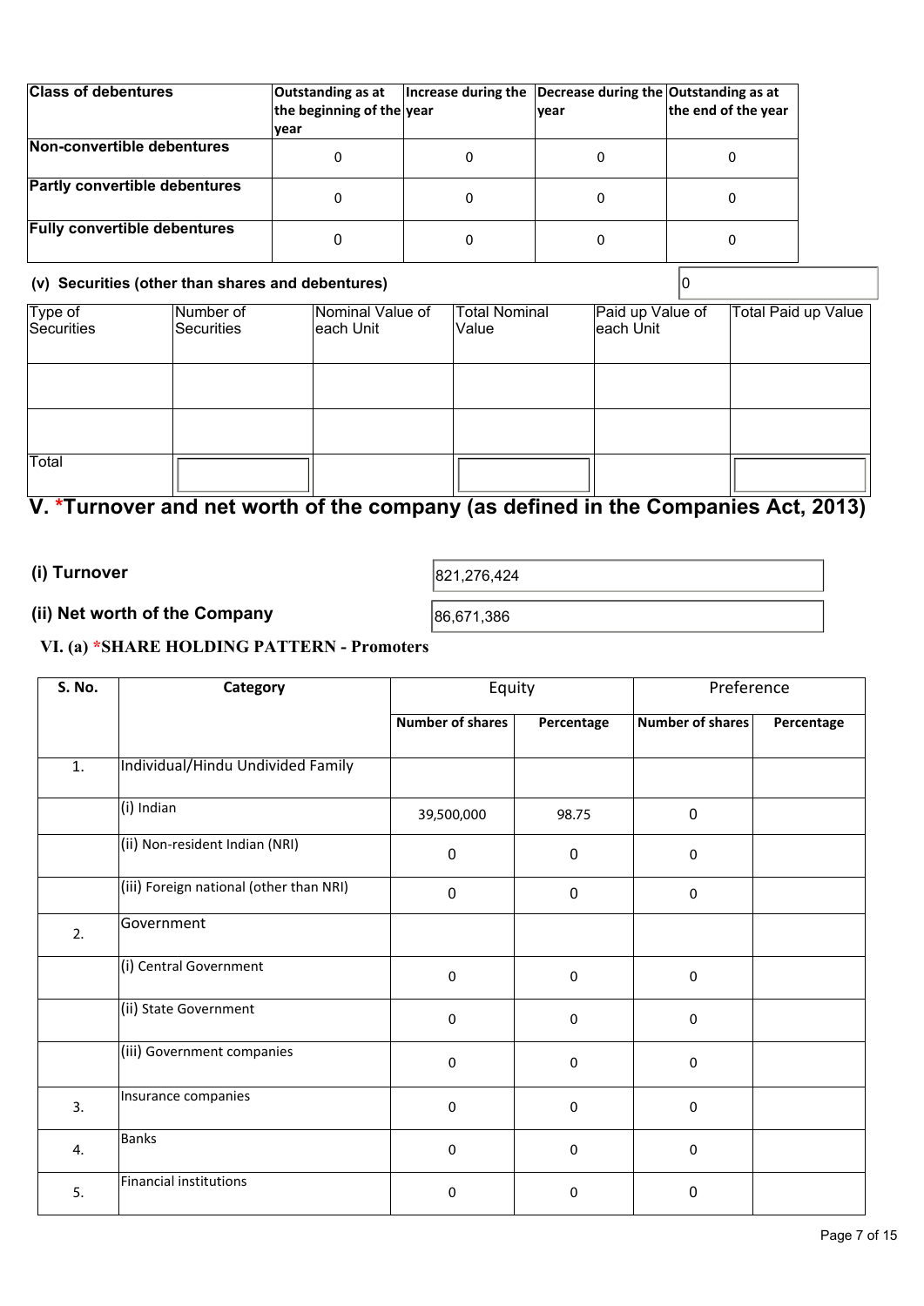| Class of debentures | Outstanding as at the beginning of the year | Increase during the year | Decrease during the year | Outstanding as at the end of the year |
|---|---|---|---|---|
| Non-convertible debentures | 0 | 0 | 0 | 0 |
| Partly convertible debentures | 0 | 0 | 0 | 0 |
| Fully convertible debentures | 0 | 0 | 0 | 0 |

**(v) Securities (other than shares and debentures)** 0

| Type of Securities | Number of Securities | Nominal Value of each Unit | Total Nominal Value | Paid up Value of each Unit | Total Paid up Value |
|---|---|---|---|---|---|
| | | | | | |
| | | | | | |
| Total | | | | | |

## V. *Turnover and net worth of the company (as defined in the Companies Act, 2013)

**(i) Turnover** 821,276,424

**(ii) Net worth of the Company** 86,671,386

### VI. (a) *SHARE HOLDING PATTERN - Promoters

| S. No. | Category | Equity | | Preference | |
|---|---|---|---|---|---|
| | | Number of shares | Percentage | Number of shares | Percentage |
| 1. | Individual/Hindu Undivided Family | | | | |
| | (i) Indian | 39,500,000 | 98.75 | 0 | |
| | (ii) Non-resident Indian (NRI) | 0 | 0 | 0 | |
| | (iii) Foreign national (other than NRI) | 0 | 0 | 0 | |
| 2. | Government | | | | |
| | (i) Central Government | 0 | 0 | 0 | |
| | (ii) State Government | 0 | 0 | 0 | |
| | (iii) Government companies | 0 | 0 | 0 | |
| 3. | Insurance companies | 0 | 0 | 0 | |
| 4. | Banks | 0 | 0 | 0 | |
| 5. | Financial institutions | 0 | 0 | 0 | |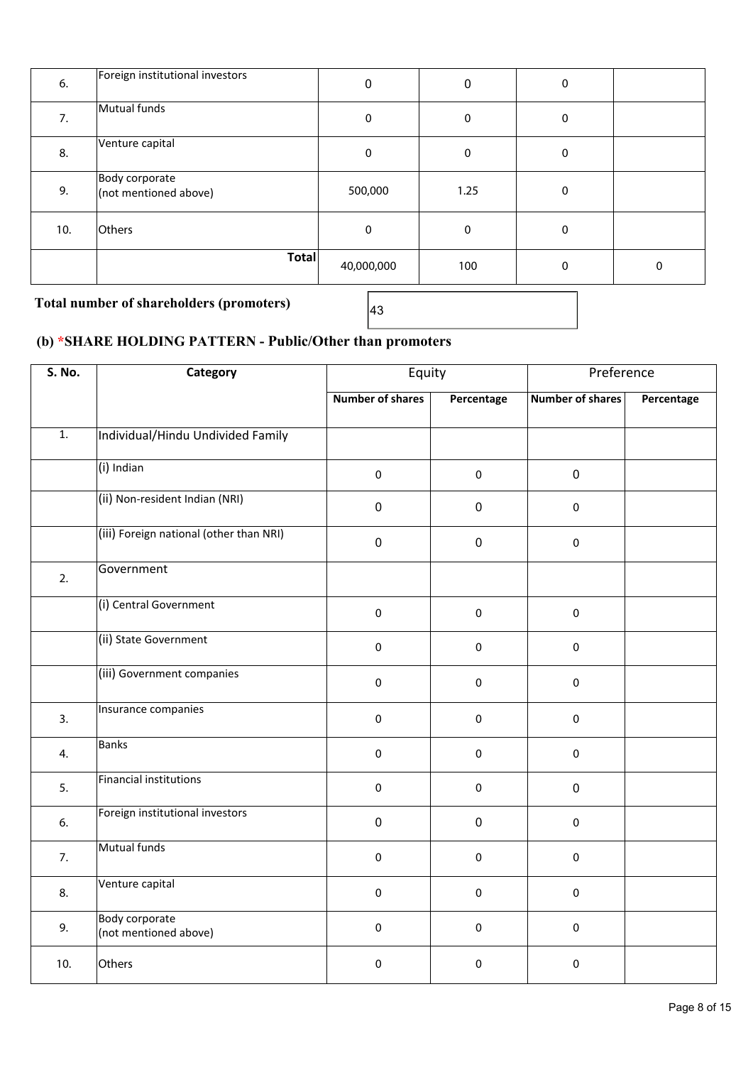| | | | | | |
|---|---|---|---|---|---|
| 6. | Foreign institutional investors | 0 | 0 | 0 | |
| 7. | Mutual funds | 0 | 0 | 0 | |
| 8. | Venture capital | 0 | 0 | 0 | |
| 9. | Body corporate (not mentioned above) | 500,000 | 1.25 | 0 | |
| 10. | Others | 0 | 0 | 0 | |
| | **Total** | 40,000,000 | 100 | 0 | 0 |

**Total number of shareholders (promoters)** 43

### (b) *SHARE HOLDING PATTERN - Public/Other than promoters

| S. No. | Category | Equity | | Preference | |
|---|---|---|---|---|---|
| | | **Number of shares** | **Percentage** | **Number of shares** | **Percentage** |
| 1. | Individual/Hindu Undivided Family | | | | |
| | (i) Indian | 0 | 0 | 0 | |
| | (ii) Non-resident Indian (NRI) | 0 | 0 | 0 | |
| | (iii) Foreign national (other than NRI) | 0 | 0 | 0 | |
| 2. | Government | | | | |
| | (i) Central Government | 0 | 0 | 0 | |
| | (ii) State Government | 0 | 0 | 0 | |
| | (iii) Government companies | 0 | 0 | 0 | |
| 3. | Insurance companies | 0 | 0 | 0 | |
| 4. | Banks | 0 | 0 | 0 | |
| 5. | Financial institutions | 0 | 0 | 0 | |
| 6. | Foreign institutional investors | 0 | 0 | 0 | |
| 7. | Mutual funds | 0 | 0 | 0 | |
| 8. | Venture capital | 0 | 0 | 0 | |
| 9. | Body corporate (not mentioned above) | 0 | 0 | 0 | |
| 10. | Others | 0 | 0 | 0 | |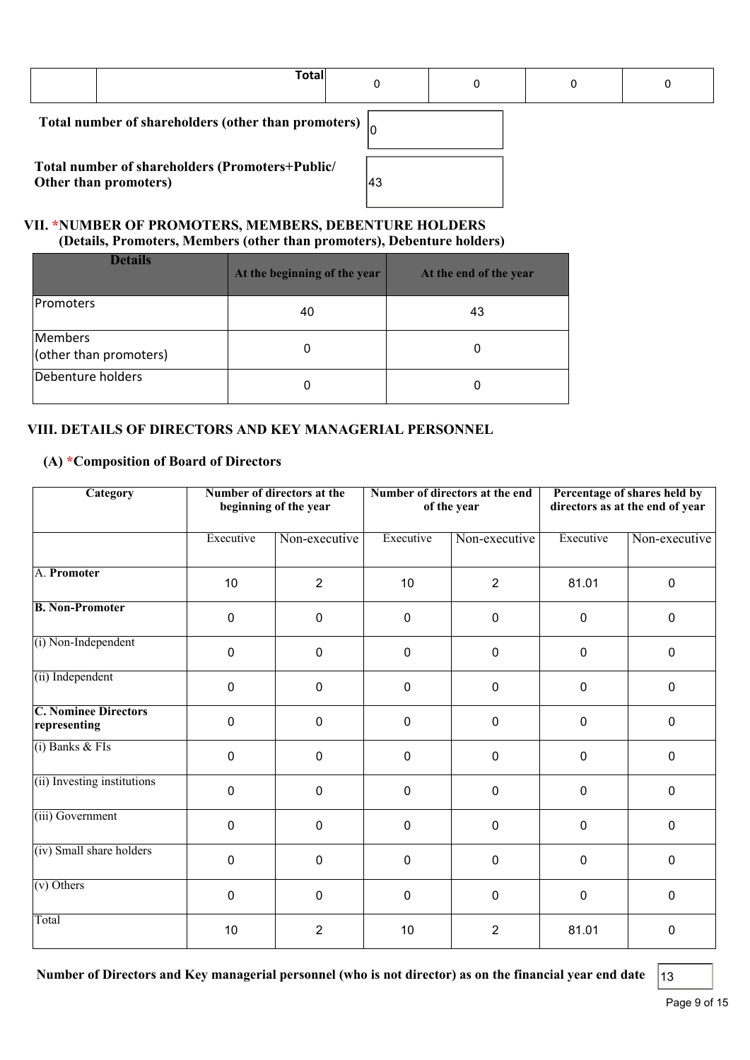| | Total | 0 | 0 | 0 | 0 |
|---|---|---|---|---|---|

**Total number of shareholders (other than promoters)** 0

**Total number of shareholders (Promoters+Public/ Other than promoters)** 43

## VII. *NUMBER OF PROMOTERS, MEMBERS, DEBENTURE HOLDERS

**(Details, Promoters, Members (other than promoters), Debenture holders)**

| Details | At the beginning of the year | At the end of the year |
|---|---|---|
| Promoters | 40 | 43 |
| Members (other than promoters) | 0 | 0 |
| Debenture holders | 0 | 0 |

## VIII. DETAILS OF DIRECTORS AND KEY MANAGERIAL PERSONNEL

### (A) *Composition of Board of Directors

| Category | Number of directors at the beginning of the year | | Number of directors at the end of the year | | Percentage of shares held by directors as at the end of year | |
|---|---|---|---|---|---|---|
| | Executive | Non-executive | Executive | Non-executive | Executive | Non-executive |
| A. **Promoter** | 10 | 2 | 10 | 2 | 81.01 | 0 |
| **B. Non-Promoter** | 0 | 0 | 0 | 0 | 0 | 0 |
| (i) Non-Independent | 0 | 0 | 0 | 0 | 0 | 0 |
| (ii) Independent | 0 | 0 | 0 | 0 | 0 | 0 |
| **C. Nominee Directors representing** | 0 | 0 | 0 | 0 | 0 | 0 |
| (i) Banks & FIs | 0 | 0 | 0 | 0 | 0 | 0 |
| (ii) Investing institutions | 0 | 0 | 0 | 0 | 0 | 0 |
| (iii) Government | 0 | 0 | 0 | 0 | 0 | 0 |
| (iv) Small share holders | 0 | 0 | 0 | 0 | 0 | 0 |
| (v) Others | 0 | 0 | 0 | 0 | 0 | 0 |
| Total | 10 | 2 | 10 | 2 | 81.01 | 0 |

**Number of Directors and Key managerial personnel (who is not director) as on the financial year end date** 13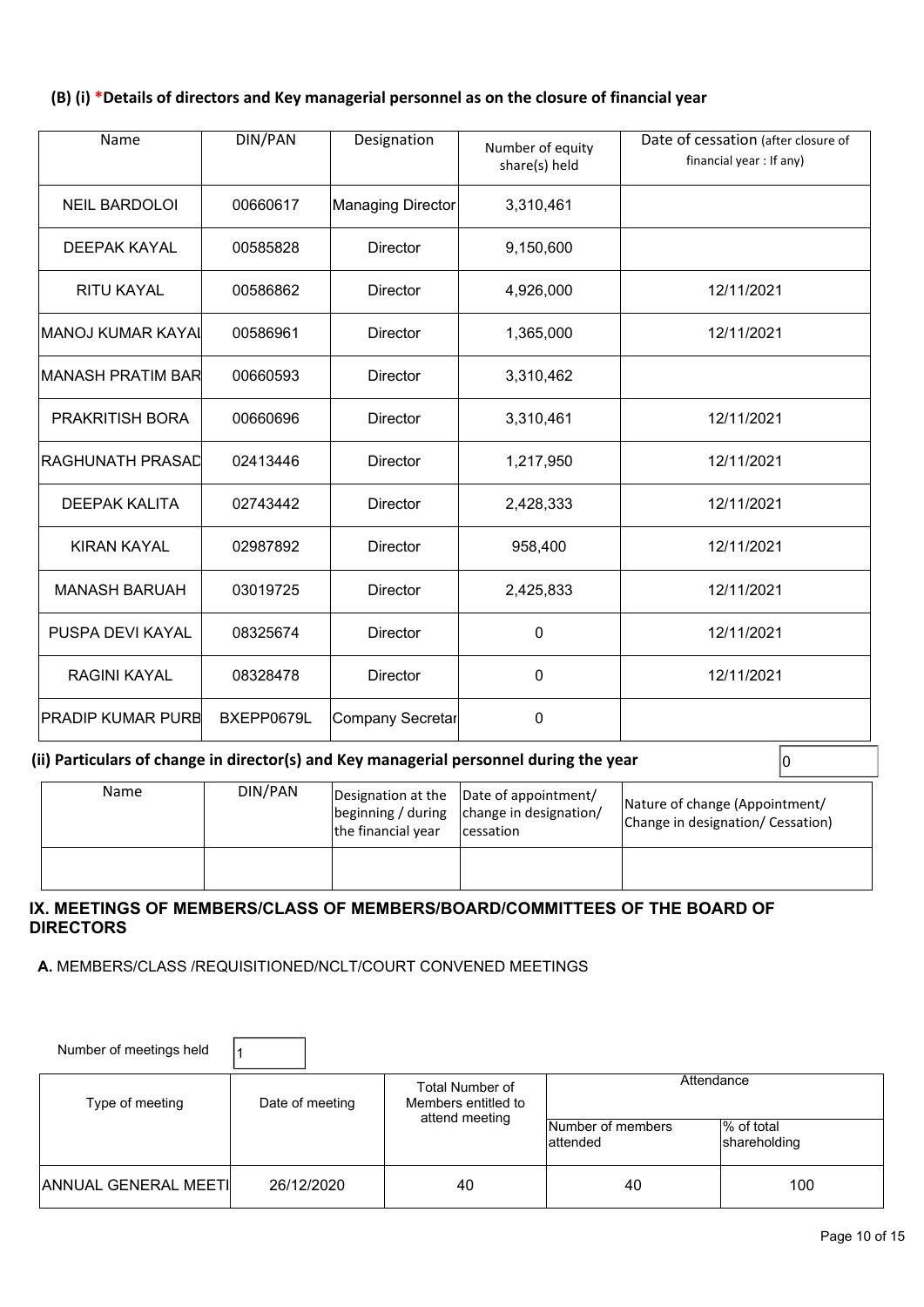## (B) (i) *Details of directors and Key managerial personnel as on the closure of financial year

| Name | DIN/PAN | Designation | Number of equity share(s) held | Date of cessation (after closure of financial year : If any) |
|---|---|---|---|---|
| NEIL BARDOLOI | 00660617 | Managing Director | 3,310,461 | |
| DEEPAK KAYAL | 00585828 | Director | 9,150,600 | |
| RITU KAYAL | 00586862 | Director | 4,926,000 | 12/11/2021 |
| MANOJ KUMAR KAYAL | 00586961 | Director | 1,365,000 | 12/11/2021 |
| MANASH PRATIM BAR | 00660593 | Director | 3,310,462 | |
| PRAKRITISH BORA | 00660696 | Director | 3,310,461 | 12/11/2021 |
| RAGHUNATH PRASAD | 02413446 | Director | 1,217,950 | 12/11/2021 |
| DEEPAK KALITA | 02743442 | Director | 2,428,333 | 12/11/2021 |
| KIRAN KAYAL | 02987892 | Director | 958,400 | 12/11/2021 |
| MANASH BARUAH | 03019725 | Director | 2,425,833 | 12/11/2021 |
| PUSPA DEVI KAYAL | 08325674 | Director | 0 | 12/11/2021 |
| RAGINI KAYAL | 08328478 | Director | 0 | 12/11/2021 |
| PRADIP KUMAR PURB | BXEPP0679L | Company Secretar | 0 | |

## (ii) Particulars of change in director(s) and Key managerial personnel during the year

0

| Name | DIN/PAN | Designation at the beginning / during the financial year | Date of appointment/ change in designation/ cessation | Nature of change (Appointment/ Change in designation/ Cessation) |
|---|---|---|---|---|
| | | | | |

## IX. MEETINGS OF MEMBERS/CLASS OF MEMBERS/BOARD/COMMITTEES OF THE BOARD OF DIRECTORS

**A.** MEMBERS/CLASS /REQUISITIONED/NCLT/COURT CONVENED MEETINGS

Number of meetings held: 1

| Type of meeting | Date of meeting | Total Number of Members entitled to attend meeting | Attendance | |
|---|---|---|---|---|
| | | | Number of members attended | % of total shareholding |
| ANNUAL GENERAL MEETI | 26/12/2020 | 40 | 40 | 100 |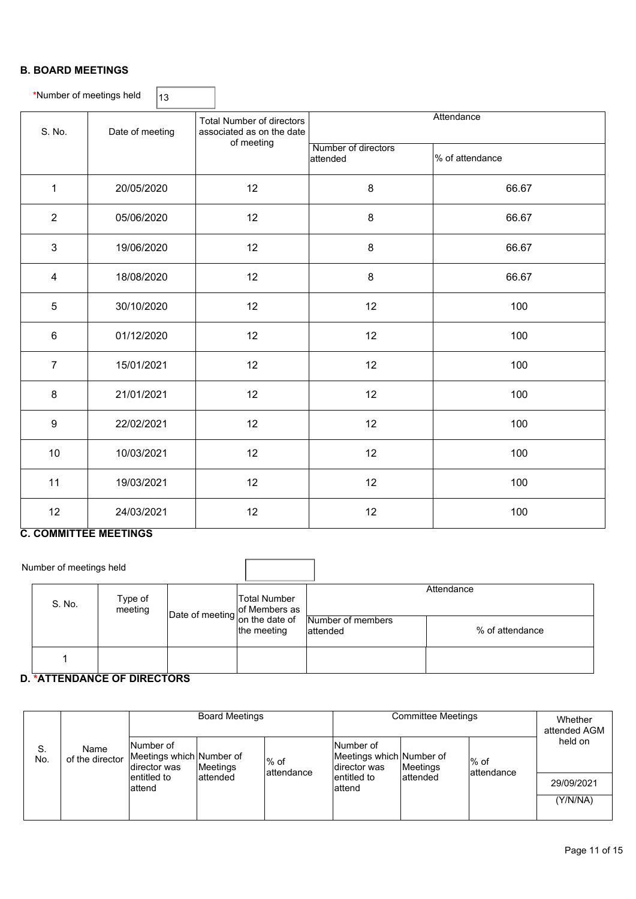## B. BOARD MEETINGS

*Number of meetings held: 13

| S. No. | Date of meeting | Total Number of directors associated as on the date of meeting | Attendance | |
|---|---|---|---|---|
| | | | Number of directors attended | % of attendance |
| 1 | 20/05/2020 | 12 | 8 | 66.67 |
| 2 | 05/06/2020 | 12 | 8 | 66.67 |
| 3 | 19/06/2020 | 12 | 8 | 66.67 |
| 4 | 18/08/2020 | 12 | 8 | 66.67 |
| 5 | 30/10/2020 | 12 | 12 | 100 |
| 6 | 01/12/2020 | 12 | 12 | 100 |
| 7 | 15/01/2021 | 12 | 12 | 100 |
| 8 | 21/01/2021 | 12 | 12 | 100 |
| 9 | 22/02/2021 | 12 | 12 | 100 |
| 10 | 10/03/2021 | 12 | 12 | 100 |
| 11 | 19/03/2021 | 12 | 12 | 100 |
| 12 | 24/03/2021 | 12 | 12 | 100 |

## C. COMMITTEE MEETINGS

Number of meetings held:

| S. No. | Type of meeting | Date of meeting | Total Number of Members as on the date of the meeting | Attendance | |
|---|---|---|---|---|---|
| | | | | Number of members attended | % of attendance |
| 1 | | | | | |

## D. *ATTENDANCE OF DIRECTORS

| S. No. | Name of the director | Board Meetings | | | Committee Meetings | | | Whether attended AGM held on |
|---|---|---|---|---|---|---|---|---|
| | | Number of Meetings which director was entitled to attend | Number of Meetings attended | % of attendance | Number of Meetings which director was entitled to attend | Number of Meetings attended | % of attendance | 29/09/2021 (Y/N/NA) |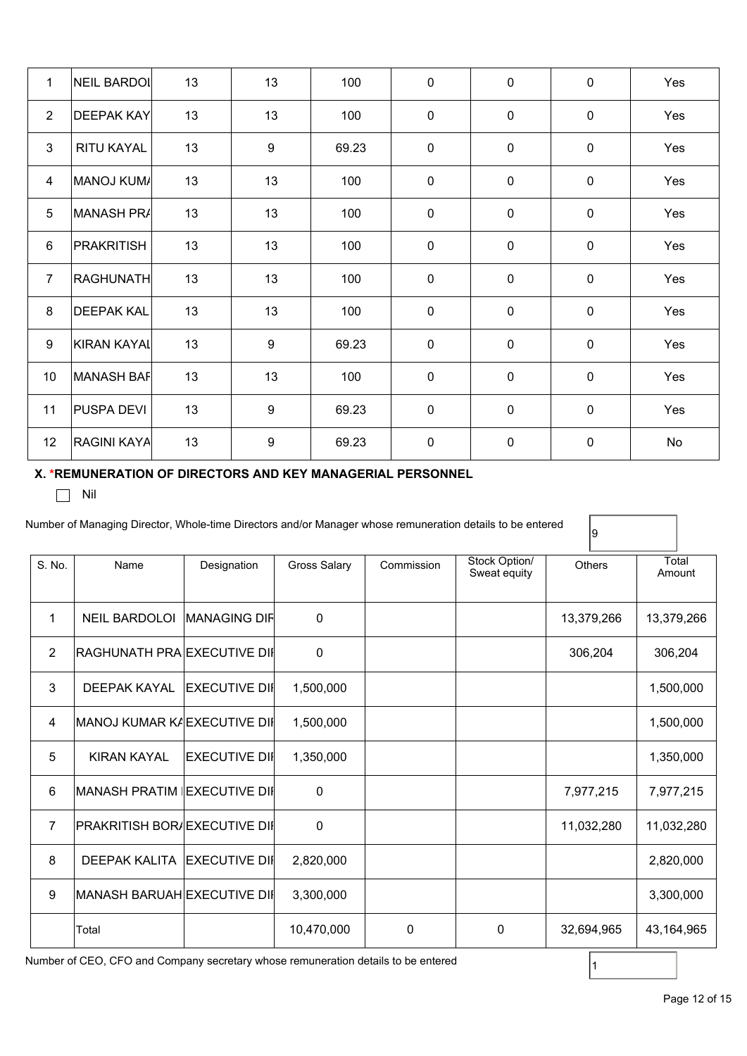| 1 | NEIL BARDOI | 13 | 13 | 100 | 0 | 0 | 0 | Yes |
|---|---|---|---|---|---|---|---|---|
| 2 | DEEPAK KAY | 13 | 13 | 100 | 0 | 0 | 0 | Yes |
| 3 | RITU KAYAL | 13 | 9 | 69.23 | 0 | 0 | 0 | Yes |
| 4 | MANOJ KUM/ | 13 | 13 | 100 | 0 | 0 | 0 | Yes |
| 5 | MANASH PR/ | 13 | 13 | 100 | 0 | 0 | 0 | Yes |
| 6 | PRAKRITISH | 13 | 13 | 100 | 0 | 0 | 0 | Yes |
| 7 | RAGHUNATH | 13 | 13 | 100 | 0 | 0 | 0 | Yes |
| 8 | DEEPAK KAL | 13 | 13 | 100 | 0 | 0 | 0 | Yes |
| 9 | KIRAN KAYAI | 13 | 9 | 69.23 | 0 | 0 | 0 | Yes |
| 10 | MANASH BAF | 13 | 13 | 100 | 0 | 0 | 0 | Yes |
| 11 | PUSPA DEVI | 13 | 9 | 69.23 | 0 | 0 | 0 | Yes |
| 12 | RAGINI KAYA | 13 | 9 | 69.23 | 0 | 0 | 0 | No |

### X. *REMUNERATION OF DIRECTORS AND KEY MANAGERIAL PERSONNEL

☐ Nil

Number of Managing Director, Whole-time Directors and/or Manager whose remuneration details to be entered: 9

| S. No. | Name | Designation | Gross Salary | Commission | Stock Option/ Sweat equity | Others | Total Amount |
|---|---|---|---|---|---|---|---|
| 1 | NEIL BARDOLOI | MANAGING DIF | 0 | | | 13,379,266 | 13,379,266 |
| 2 | RAGHUNATH PRA | EXECUTIVE DII | 0 | | | 306,204 | 306,204 |
| 3 | DEEPAK KAYAL | EXECUTIVE DII | 1,500,000 | | | | 1,500,000 |
| 4 | MANOJ KUMAR K/ | EXECUTIVE DII | 1,500,000 | | | | 1,500,000 |
| 5 | KIRAN KAYAL | EXECUTIVE DII | 1,350,000 | | | | 1,350,000 |
| 6 | MANASH PRATIM | EXECUTIVE DII | 0 | | | 7,977,215 | 7,977,215 |
| 7 | PRAKRITISH BOR/ | EXECUTIVE DII | 0 | | | 11,032,280 | 11,032,280 |
| 8 | DEEPAK KALITA | EXECUTIVE DII | 2,820,000 | | | | 2,820,000 |
| 9 | MANASH BARUAH | EXECUTIVE DII | 3,300,000 | | | | 3,300,000 |
| | Total | | 10,470,000 | 0 | 0 | 32,694,965 | 43,164,965 |

Number of CEO, CFO and Company secretary whose remuneration details to be entered: 1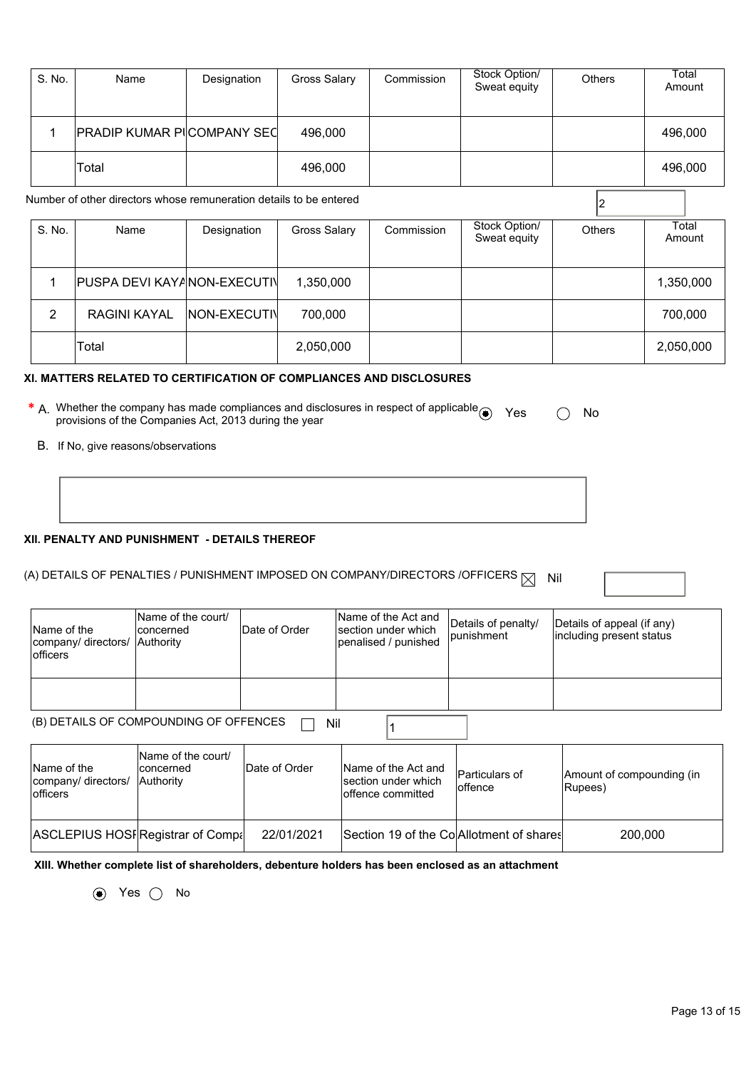| S. No. | Name | Designation | Gross Salary | Commission | Stock Option/ Sweat equity | Others | Total Amount |
|---|---|---|---|---|---|---|---|
| 1 | PRADIP KUMAR PI | COMPANY SEC | 496,000 | | | | 496,000 |
| | Total | | 496,000 | | | | 496,000 |

Number of other directors whose remuneration details to be entered: 2

| S. No. | Name | Designation | Gross Salary | Commission | Stock Option/ Sweat equity | Others | Total Amount |
|---|---|---|---|---|---|---|---|
| 1 | PUSPA DEVI KAYA | NON-EXECUTIV | 1,350,000 | | | | 1,350,000 |
| 2 | RAGINI KAYAL | NON-EXECUTIV | 700,000 | | | | 700,000 |
| | Total | | 2,050,000 | | | | 2,050,000 |

### XI. MATTERS RELATED TO CERTIFICATION OF COMPLIANCES AND DISCLOSURES

\* A. Whether the company has made compliances and disclosures in respect of applicable provisions of the Companies Act, 2013 during the year

(◉) Yes ( ) No

B. If No, give reasons/observations

### XII. PENALTY AND PUNISHMENT - DETAILS THEREOF

(A) DETAILS OF PENALTIES / PUNISHMENT IMPOSED ON COMPANY/DIRECTORS /OFFICERS ☒ Nil

| Name of the company/ directors/ officers | Name of the court/ concerned Authority | Date of Order | Name of the Act and section under which penalised / punished | Details of penalty/ punishment | Details of appeal (if any) including present status |
|---|---|---|---|---|---|
| | | | | | |

(B) DETAILS OF COMPOUNDING OF OFFENCES ☐ Nil 1

| Name of the company/ directors/ officers | Name of the court/ concerned Authority | Date of Order | Name of the Act and section under which offence committed | Particulars of offence | Amount of compounding (in Rupees) |
|---|---|---|---|---|---|
| ASCLEPIUS HOSI | Registrar of Compa | 22/01/2021 | Section 19 of the Co | Allotment of shares | 200,000 |

### XIII. Whether complete list of shareholders, debenture holders has been enclosed as an attachment

(◉) Yes ( ) No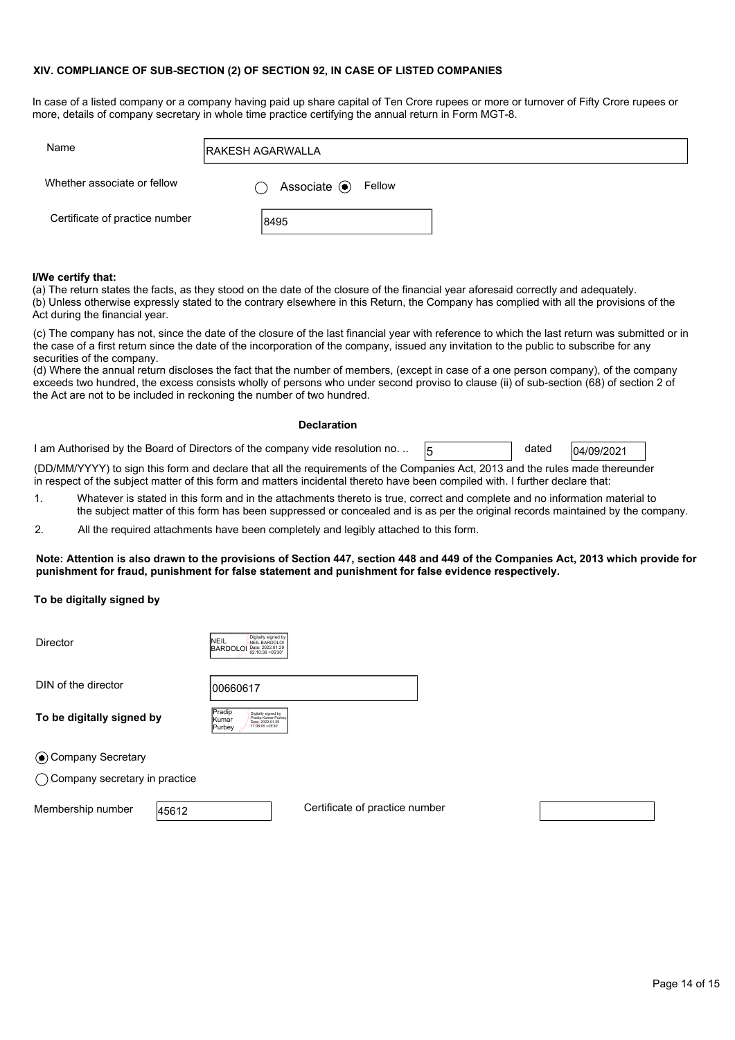**XIV. COMPLIANCE OF SUB-SECTION (2) OF SECTION 92, IN CASE OF LISTED COMPANIES**

In case of a listed company or a company having paid up share capital of Ten Crore rupees or more or turnover of Fifty Crore rupees or more, details of company secretary in whole time practice certifying the annual return in Form MGT-8.

| | |
|---|---|
| Name | RAKESH AGARWALLA |
| Whether associate or fellow | ○ Associate ◉ Fellow |
| Certificate of practice number | 8495 |

**I/We certify that:**

(a) The return states the facts, as they stood on the date of the closure of the financial year aforesaid correctly and adequately.
(b) Unless otherwise expressly stated to the contrary elsewhere in this Return, the Company has complied with all the provisions of the Act during the financial year.

(c) The company has not, since the date of the closure of the last financial year with reference to which the last return was submitted or in the case of a first return since the date of the incorporation of the company, issued any invitation to the public to subscribe for any securities of the company.
(d) Where the annual return discloses the fact that the number of members, (except in case of a one person company), of the company exceeds two hundred, the excess consists wholly of persons who under second proviso to clause (ii) of sub-section (68) of section 2 of the Act are not to be included in reckoning the number of two hundred.

**Declaration**

I am Authorised by the Board of Directors of the company vide resolution no. .. 5 dated 04/09/2021 (DD/MM/YYYY) to sign this form and declare that all the requirements of the Companies Act, 2013 and the rules made thereunder in respect of the subject matter of this form and matters incidental thereto have been compiled with. I further declare that:

1. Whatever is stated in this form and in the attachments thereto is true, correct and complete and no information material to the subject matter of this form has been suppressed or concealed and is as per the original records maintained by the company.
2. All the required attachments have been completely and legibly attached to this form.

**Note: Attention is also drawn to the provisions of Section 447, section 448 and 449 of the Companies Act, 2013 which provide for punishment for fraud, punishment for false statement and punishment for false evidence respectively.**

**To be digitally signed by**

Director: NEIL BARDOLOI (Digitally signed by NEIL BARDOLOI Date: 2022.01.29 02:10:39 +05'30')

DIN of the director: 00660617

**To be digitally signed by** Pradip Kumar Purbey (Digitally signed by Pradip Kumar Purbey Date: 2022.01.29 11:36:05 +05'30')

◉ Company Secretary

○ Company secretary in practice

Membership number: 45612 Certificate of practice number: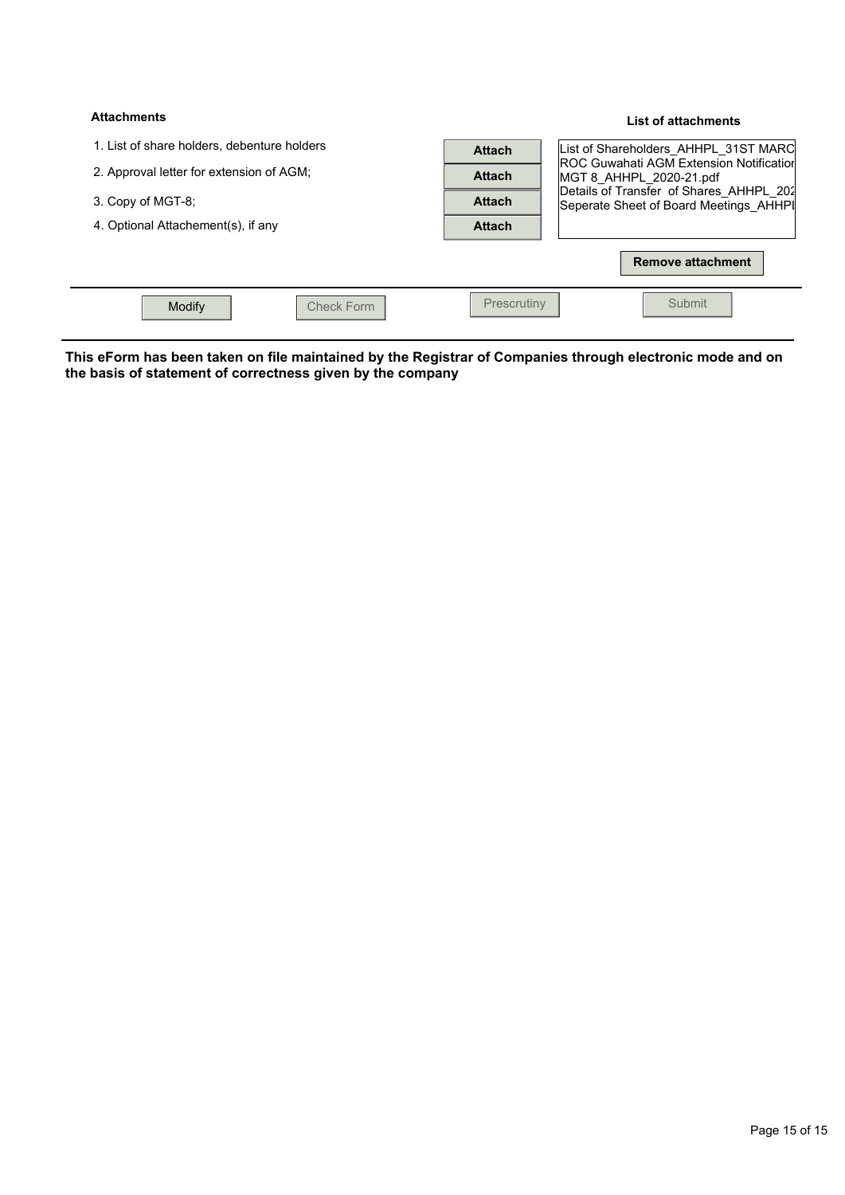**Attachments**

**List of attachments**

1. List of share holders, debenture holders — Attach
2. Approval letter for extension of AGM; — Attach
3. Copy of MGT-8; — Attach
4. Optional Attachement(s), if any — Attach

List of attachments:

- List of Shareholders_AHHPL_31ST MARC
- ROC Guwahati AGM Extension Notificatior
- MGT 8_AHHPL_2020-21.pdf
- Details of Transfer of Shares_AHHPL_202
- Seperate Sheet of Board Meetings_AHHPI

Remove attachment

Modify | Check Form | Prescrutiny | Submit

**This eForm has been taken on file maintained by the Registrar of Companies through electronic mode and on the basis of statement of correctness given by the company**